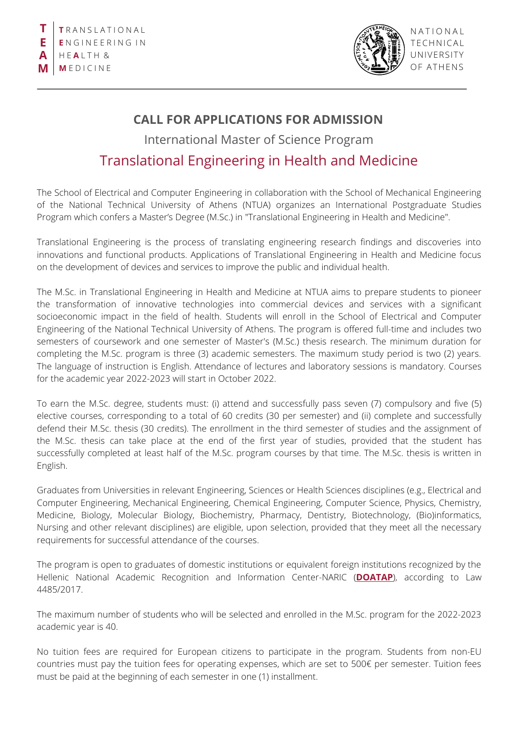# CALL FOR APPLICATIONS FOR ADMISSION

## International Master of Science Program

## Translational Engineering in Health and Medicine

The School of Electrical and Computer Engineering in collaboration with the School of Mechanical Engineering of the National Technical University of Athens (NTUA) organizes an International Postgraduate Studies Program which confers a Master's Degree (M.Sc.) in "Translational Engineering in Health and Medicine".

Translational Engineering is the process of translating engineering research findings and discoveries into innovations and functional products. Applications of Translational Engineering in Health and Medicine focus on the development of devices and services to improve the public and individual health.

The M.Sc. in Translational Engineering in Health and Medicine at NTUA aims to prepare students to pioneer the transformation of innovative technologies into commercial devices and services with a significant socioeconomic impact in the field of health. Students will enroll in the School of Electrical and Computer Engineering of the National Technical University of Athens. The program is offered full-time and includes two semesters of coursework and one semester of Master's (M.Sc.) thesis research. The minimum duration for completing the M.Sc. program is three (3) academic semesters. The maximum study period is two (2) years. The language of instruction is English. Attendance of lectures and laboratory sessions is mandatory. Courses for the academic year 2022-2023 will start in October 2022.

To earn the M.Sc. degree, students must: (i) attend and successfully pass seven (7) compulsory and five (5) elective courses, corresponding to a total of 60 credits (30 per semester) and (ii) complete and successfully defend their M.Sc. thesis (30 credits). The enrollment in the third semester of studies and the assignment of the M.Sc. thesis can take place at the end of the first year of studies, provided that the student has successfully completed at least half of the M.Sc. program courses by that time. The M.Sc. thesis is written in English.

Graduates from Universities in relevant Engineering, Sciences or Health Sciences disciplines (e.g., Electrical and Computer Engineering, Mechanical Engineering, Chemical Engineering, Computer Science, Physics, Chemistry, Medicine, Biology, Molecular Biology, Biochemistry, Pharmacy, Dentistry, Biotechnology, (Bio)informatics, Nursing and other relevant disciplines) are eligible, upon selection, provided that they meet all the necessary requirements for successful attendance of the courses.

The program is open to graduates of domestic institutions or equivalent foreign institutions recognized by the Hellenic National Academic Recognition and Information Center-NARIC (**DOATAP**), according to Law 4485/2017.

The maximum number of students who will be selected and enrolled in the M.Sc. program for the 2022-2023 academic year is 40.

No tuition fees are required for European citizens to participate in the program. Students from non-EU countries must pay the tuition fees for operating expenses, which are set to 500€ per semester. Tuition fees must be paid at the beginning of each semester in one (1) installment.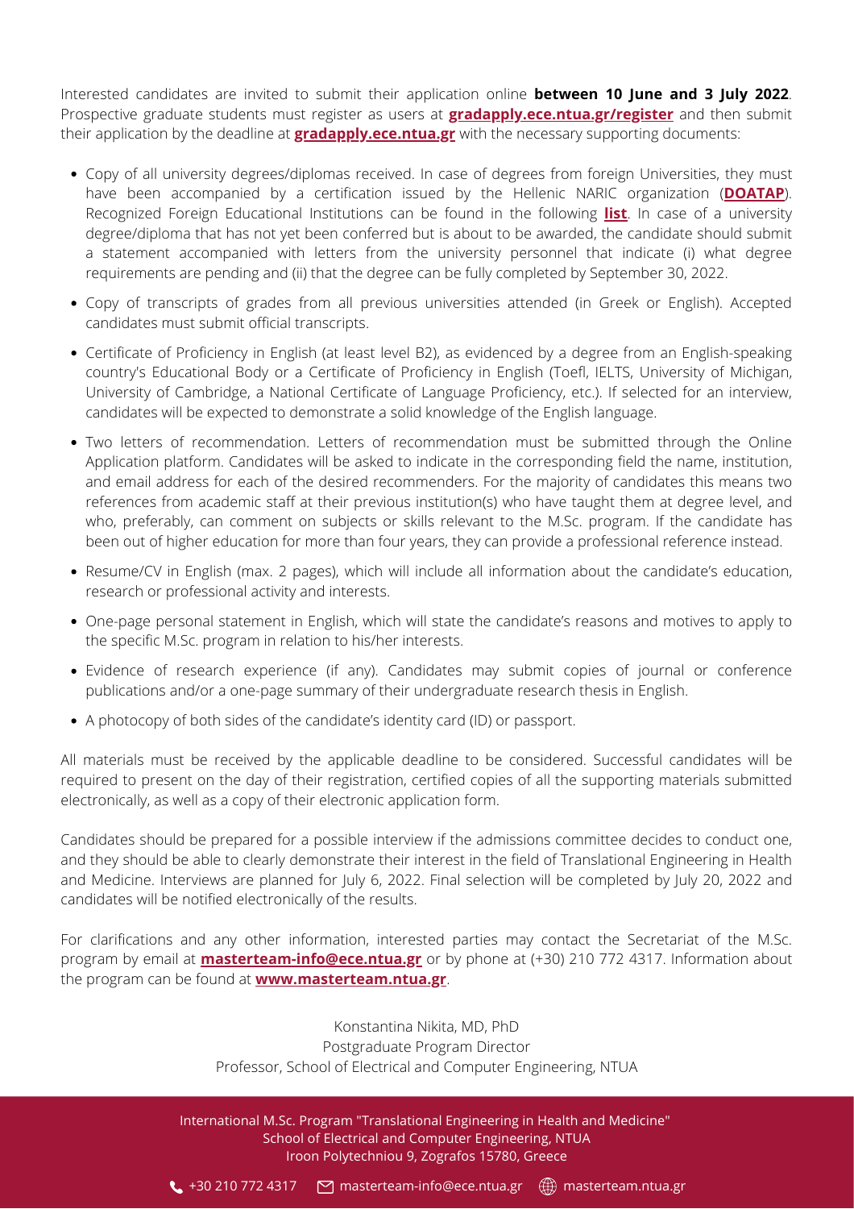Interested candidates are invited to submit their application online **between 10 June and 3 July 2022**. Prospective graduate students must register as users at **gradapply.ece.ntua.gr/register** and then submit their application by the deadline at **gradapply.ece.ntua.gr** with the necessary supporting documents:

- Copy of all university degrees/diplomas received. In case of degrees from foreign Universities, they must have been accompanied by a certification issued by the Hellenic NARIC organization (**DOATAP**). Recognized Foreign Educational Institutions can be found in the following **list**. In case of a university degree/diploma that has not yet been conferred but is about to be awarded, the candidate should submit a statement accompanied with letters from the university personnel that indicate (i) what degree requirements are pending and (ii) that the degree can be fully completed by September 30, 2022.
- Copy of transcripts of grades from all previous universities attended (in Greek or English). Accepted candidates must submit official transcripts.
- Certificate of Proficiency in English (at least level B2), as evidenced by a degree from an English-speaking country's Educational Body or a Certificate of Proficiency in English (Toefl, IELTS, University of Michigan, University of Cambridge, a National Certificate of Language Proficiency, etc.). If selected for an interview, candidates will be expected to demonstrate a solid knowledge of the English language.
- Two letters of recommendation. Letters of recommendation must be submitted through the Online Application platform. Candidates will be asked to indicate in the corresponding field the name, institution, and email address for each of the desired recommenders. For the majority of candidates this means two references from academic staff at their previous institution(s) who have taught them at degree level, and who, preferably, can comment on subjects or skills relevant to the M.Sc. program. If the candidate has been out of higher education for more than four years, they can provide a professional reference instead.
- Resume/CV in English (max. 2 pages), which will include all information about the candidate's education, research or professional activity and interests.
- One-page personal statement in English, which will state the candidate's reasons and motives to apply to the specific M.Sc. program in relation to his/her interests.
- Evidence of research experience (if any). Candidates may submit copies of journal or conference publications and/or a one-page summary of their undergraduate research thesis in English.
- A photocopy of both sides of the candidate's identity card (ID) or passport.

All materials must be received by the applicable deadline to be considered. Successful candidates will be required to present on the day of their registration, certified copies of all the supporting materials submitted electronically, as well as a copy of their electronic application form.

Candidates should be prepared for a possible interview if the admissions committee decides to conduct one, and they should be able to clearly demonstrate their interest in the field of Translational Engineering in Health and Medicine. Interviews are planned for July 6, 2022. Final selection will be completed by July 20, 2022 and candidates will be notified electronically of the results.

For clarifications and any other information, interested parties may contact the Secretariat of the M.Sc. program by email at **masterteam-info@ece.ntua.gr** or by phone at (+30) 210 772 4317. Information about the program can be found at **www.masterteam.ntua.gr**.

Konstantina Nikita, MD, PhD
Postgraduate Program Director
Professor, School of Electrical and Computer Engineering, NTUA

International M.Sc. Program "Translational Engineering in Health and Medicine"
School of Electrical and Computer Engineering, NTUA
Iroon Polytechniou 9, Zografos 15780, Greece

+30 210 772 4317 masterteam-info@ece.ntua.gr masterteam.ntua.gr